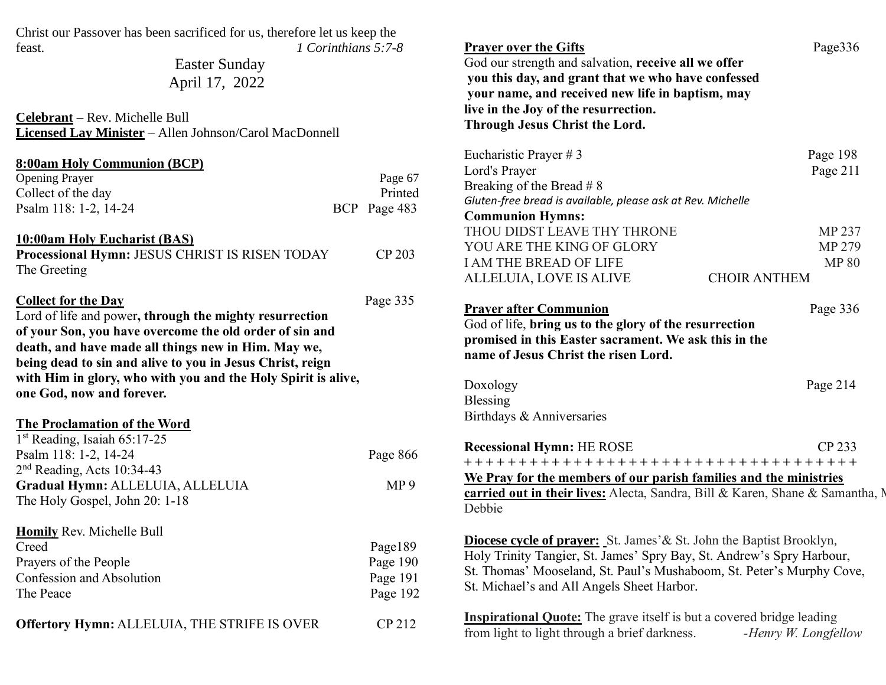Christ our Passover has been sacrificed for us, therefore let us keep the feast. *1 Corinthians 5:7-8*

Easter Sunday
April 17, 2022

**Celebrant** – Rev. Michelle Bull
**Licensed Lay Minister** – Allen Johnson/Carol MacDonnell

**8:00am Holy Communion (BCP)**

| | |
|---|---|
| Opening Prayer | Page 67 |
| Collect of the day | Printed |
| Psalm 118: 1-2, 14-24 | BCP Page 483 |

**10:00am Holy Eucharist (BAS)**

**Processional Hymn:** JESUS CHRIST IS RISEN TODAY — CP 203
The Greeting

**Collect for the Day** — Page 335
Lord of life and power**, through the mighty resurrection of your Son, you have overcome the old order of sin and death, and have made all things new in Him. May we, being dead to sin and alive to you in Jesus Christ, reign with Him in glory, who with you and the Holy Spirit is alive, one God, now and forever.**

**The Proclamation of the Word**

1st Reading, Isaiah 65:17-25
Psalm 118: 1-2, 14-24 — Page 866
2nd Reading, Acts 10:34-43
**Gradual Hymn:** ALLELUIA, ALLELUIA — MP 9
The Holy Gospel, John 20: 1-18

**Homily** Rev. Michelle Bull

| | |
|---|---|
| Creed | Page189 |
| Prayers of the People | Page 190 |
| Confession and Absolution | Page 191 |
| The Peace | Page 192 |

**Offertory Hymn:** ALLELUIA, THE STRIFE IS OVER — CP 212

**Prayer over the Gifts** — Page336
God our strength and salvation, **receive all we offer you this day, and grant that we who have confessed your name, and received new life in baptism, may live in the Joy of the resurrection. Through Jesus Christ the Lord.**

| | |
|---|---|
| Eucharistic Prayer # 3 | Page 198 |
| Lord's Prayer | Page 211 |
| Breaking of the Bread # 8 | |

*Gluten-free bread is available, please ask at Rev. Michelle*

**Communion Hymns:**

| | |
|---|---|
| THOU DIDST LEAVE THY THRONE | MP 237 |
| YOU ARE THE KING OF GLORY | MP 279 |
| I AM THE BREAD OF LIFE | MP 80 |
| ALLELUIA, LOVE IS ALIVE | CHOIR ANTHEM |

**Prayer after Communion** — Page 336
God of life, **bring us to the glory of the resurrection promised in this Easter sacrament. We ask this in the name of Jesus Christ the risen Lord.**

Doxology — Page 214
Blessing
Birthdays & Anniversaries

**Recessional Hymn:** HE ROSE — CP 233

+ + + + + + + + + + + + + + + + + + + + + + + + + + + + + + + + + + + + +

**We Pray for the members of our parish families and the ministries carried out in their lives:** Alecta, Sandra, Bill & Karen, Shane & Samantha, M Debbie

**Diocese cycle of prayer:** St. James'& St. John the Baptist Brooklyn, Holy Trinity Tangier, St. James' Spry Bay, St. Andrew's Spry Harbour, St. Thomas' Mooseland, St. Paul's Mushaboom, St. Peter's Murphy Cove, St. Michael's and All Angels Sheet Harbor.

**Inspirational Quote:** The grave itself is but a covered bridge leading from light to light through a brief darkness. *-Henry W. Longfellow*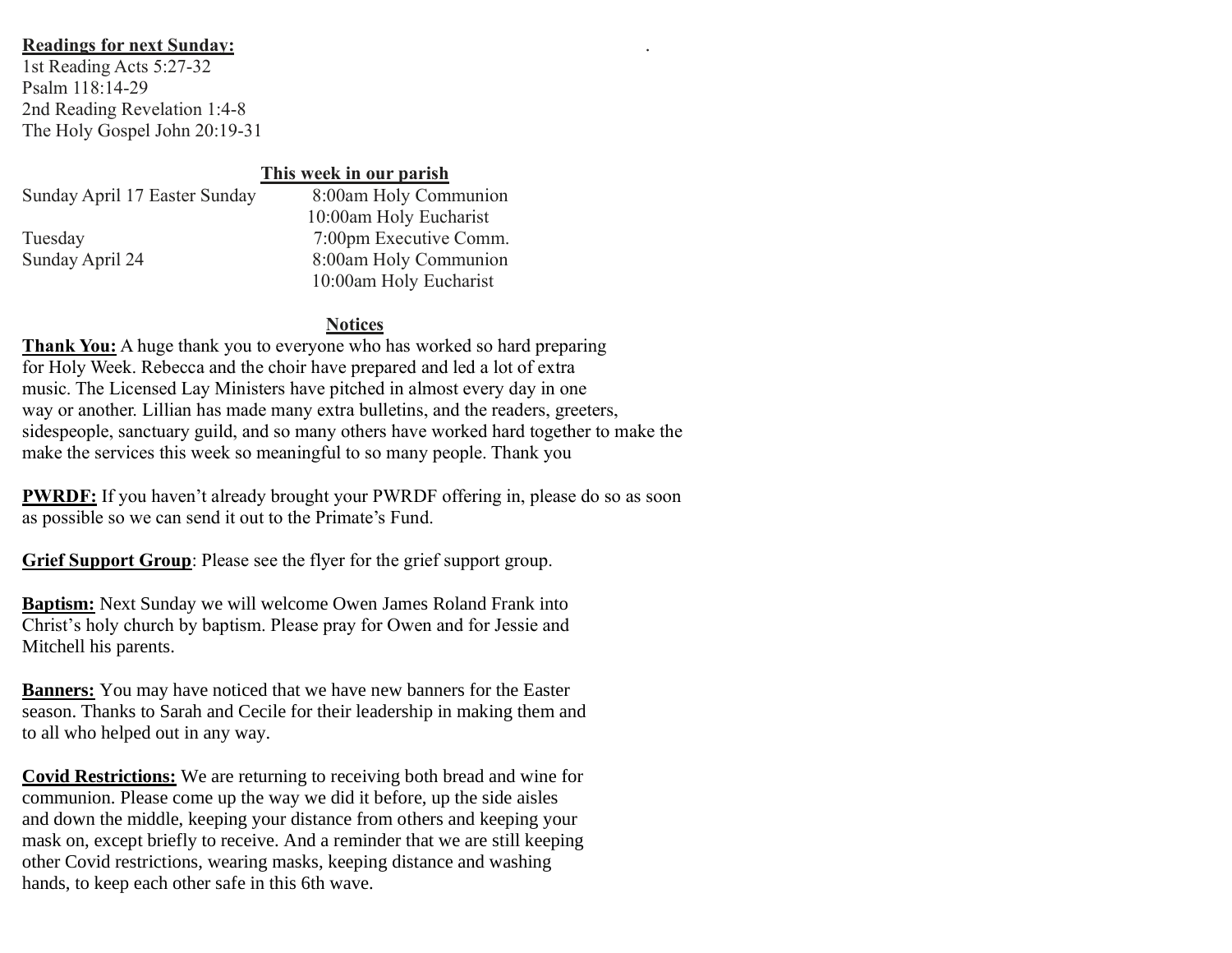**Readings for next Sunday:**

1st Reading Acts 5:27-32
Psalm 118:14-29
2nd Reading Revelation 1:4-8
The Holy Gospel John 20:19-31

**This week in our parish**

| | |
|---|---|
| Sunday April 17 Easter Sunday | 8:00am Holy Communion |
| | 10:00am Holy Eucharist |
| Tuesday | 7:00pm Executive Comm. |
| Sunday April 24 | 8:00am Holy Communion |
| | 10:00am Holy Eucharist |

**Notices**

**Thank You:** A huge thank you to everyone who has worked so hard preparing for Holy Week. Rebecca and the choir have prepared and led a lot of extra music. The Licensed Lay Ministers have pitched in almost every day in one way or another. Lillian has made many extra bulletins, and the readers, greeters, sidespeople, sanctuary guild, and so many others have worked hard together to make the make the services this week so meaningful to so many people. Thank you

**PWRDF:** If you haven't already brought your PWRDF offering in, please do so as soon as possible so we can send it out to the Primate's Fund.

**Grief Support Group**: Please see the flyer for the grief support group.

**Baptism:** Next Sunday we will welcome Owen James Roland Frank into Christ's holy church by baptism. Please pray for Owen and for Jessie and Mitchell his parents.

**Banners:** You may have noticed that we have new banners for the Easter season. Thanks to Sarah and Cecile for their leadership in making them and to all who helped out in any way.

**Covid Restrictions:** We are returning to receiving both bread and wine for communion. Please come up the way we did it before, up the side aisles and down the middle, keeping your distance from others and keeping your mask on, except briefly to receive. And a reminder that we are still keeping other Covid restrictions, wearing masks, keeping distance and washing hands, to keep each other safe in this 6th wave.